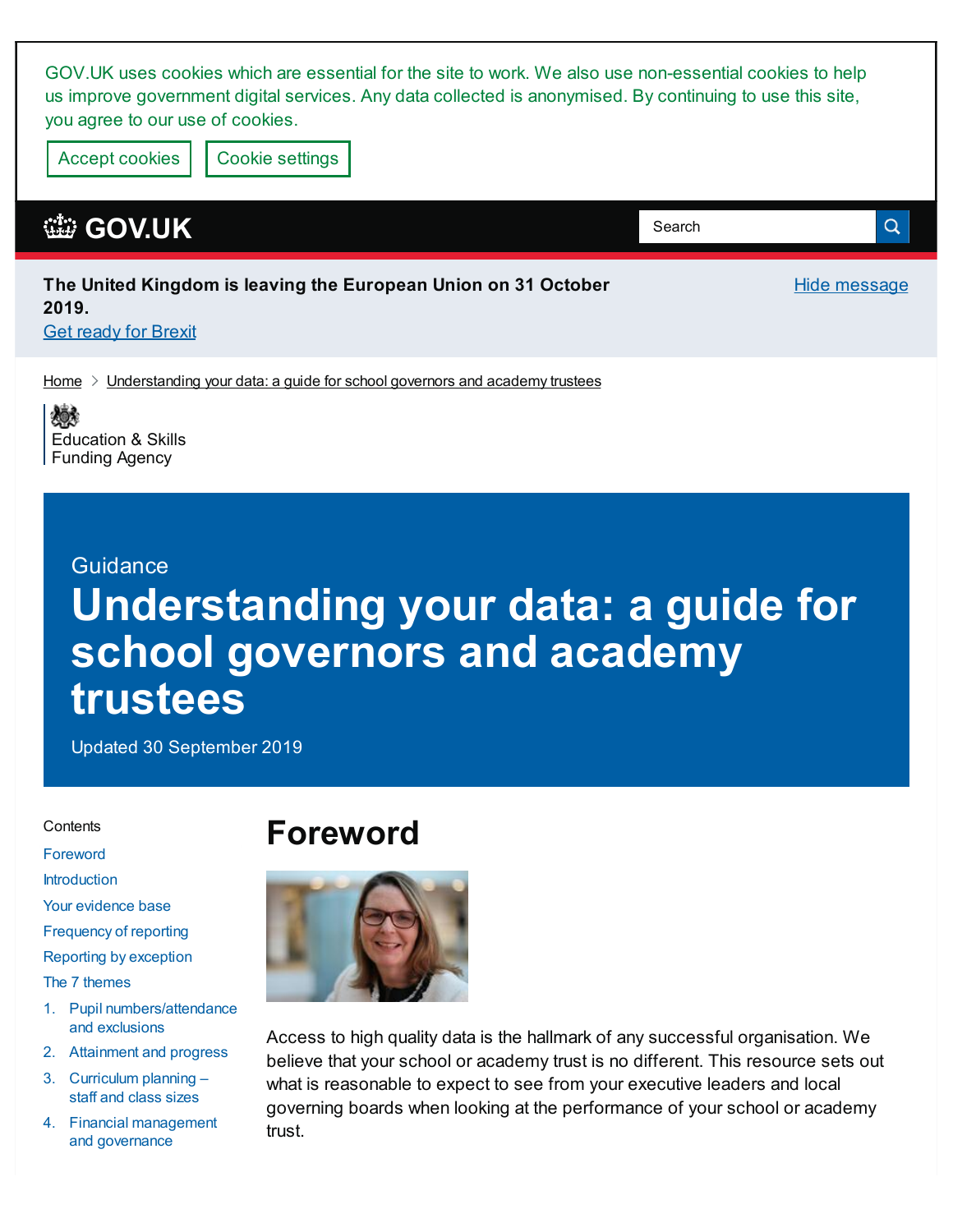GOV.UK uses cookies which are essential for the site to work. We also use non-essential cookies to help us improve government digital services. Any data collected is anonymised. By continuing to use this site, you agree to our use of cookies.

Accept cookies | Cookie settings

GOV.UK

Search

**The United Kingdom is leaving the European Union on 31 October 2019.**

Get ready for Brexit

Hide message

Home > Understanding your data: a guide for school governors and academy trustees

Education & Skills Funding Agency

Guidance

# Understanding your data: a guide for school governors and academy trustees

Updated 30 September 2019

Contents

- Foreword
- Introduction
- Your evidence base
- Frequency of reporting
- Reporting by exception
- The 7 themes

1. Pupil numbers/attendance and exclusions
2. Attainment and progress
3. Curriculum planning – staff and class sizes
4. Financial management and governance

## Foreword

Access to high quality data is the hallmark of any successful organisation. We believe that your school or academy trust is no different. This resource sets out what is reasonable to expect to see from your executive leaders and local governing boards when looking at the performance of your school or academy trust.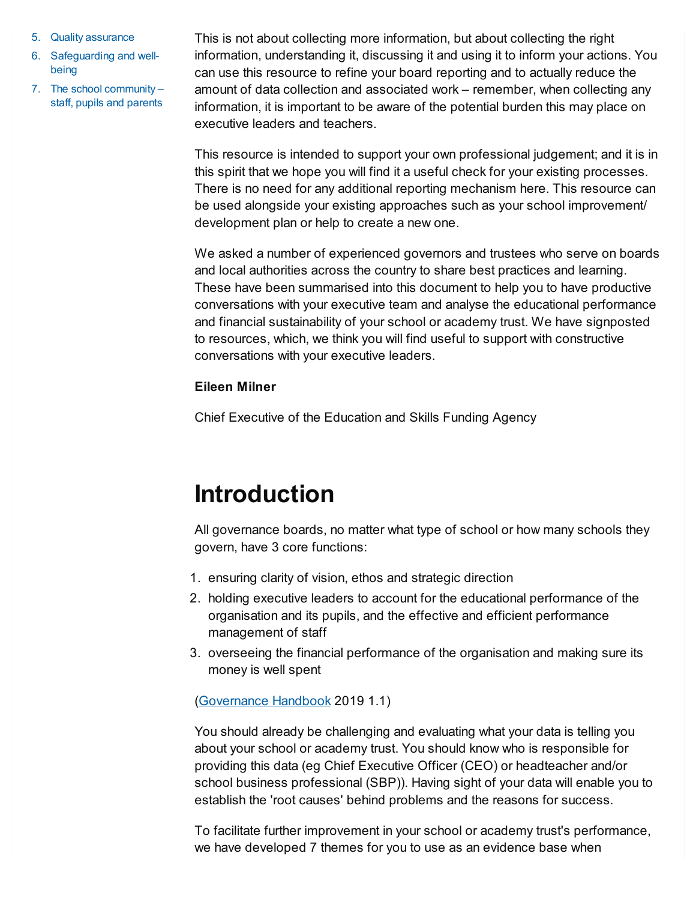5. Quality assurance
6. Safeguarding and well-being
7. The school community – staff, pupils and parents

This is not about collecting more information, but about collecting the right information, understanding it, discussing it and using it to inform your actions. You can use this resource to refine your board reporting and to actually reduce the amount of data collection and associated work – remember, when collecting any information, it is important to be aware of the potential burden this may place on executive leaders and teachers.

This resource is intended to support your own professional judgement; and it is in this spirit that we hope you will find it a useful check for your existing processes. There is no need for any additional reporting mechanism here. This resource can be used alongside your existing approaches such as your school improvement/ development plan or help to create a new one.

We asked a number of experienced governors and trustees who serve on boards and local authorities across the country to share best practices and learning. These have been summarised into this document to help you to have productive conversations with your executive team and analyse the educational performance and financial sustainability of your school or academy trust. We have signposted to resources, which, we think you will find useful to support with constructive conversations with your executive leaders.

**Eileen Milner**

Chief Executive of the Education and Skills Funding Agency

# Introduction

All governance boards, no matter what type of school or how many schools they govern, have 3 core functions:

1. ensuring clarity of vision, ethos and strategic direction
2. holding executive leaders to account for the educational performance of the organisation and its pupils, and the effective and efficient performance management of staff
3. overseeing the financial performance of the organisation and making sure its money is well spent

(Governance Handbook 2019 1.1)

You should already be challenging and evaluating what your data is telling you about your school or academy trust. You should know who is responsible for providing this data (eg Chief Executive Officer (CEO) or headteacher and/or school business professional (SBP)). Having sight of your data will enable you to establish the 'root causes' behind problems and the reasons for success.

To facilitate further improvement in your school or academy trust's performance, we have developed 7 themes for you to use as an evidence base when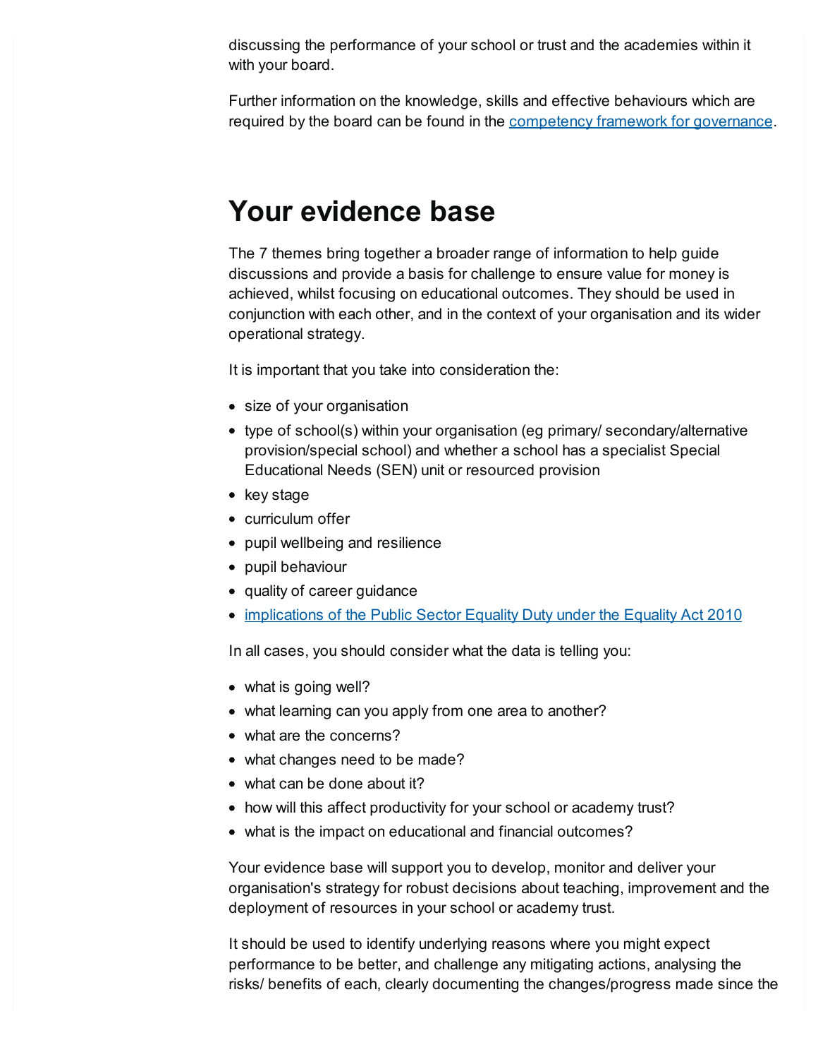discussing the performance of your school or trust and the academies within it with your board.

Further information on the knowledge, skills and effective behaviours which are required by the board can be found in the [competency framework for governance](#).

## Your evidence base

The 7 themes bring together a broader range of information to help guide discussions and provide a basis for challenge to ensure value for money is achieved, whilst focusing on educational outcomes. They should be used in conjunction with each other, and in the context of your organisation and its wider operational strategy.

It is important that you take into consideration the:

- size of your organisation
- type of school(s) within your organisation (eg primary/ secondary/alternative provision/special school) and whether a school has a specialist Special Educational Needs (SEN) unit or resourced provision
- key stage
- curriculum offer
- pupil wellbeing and resilience
- pupil behaviour
- quality of career guidance
- [implications of the Public Sector Equality Duty under the Equality Act 2010](#)

In all cases, you should consider what the data is telling you:

- what is going well?
- what learning can you apply from one area to another?
- what are the concerns?
- what changes need to be made?
- what can be done about it?
- how will this affect productivity for your school or academy trust?
- what is the impact on educational and financial outcomes?

Your evidence base will support you to develop, monitor and deliver your organisation's strategy for robust decisions about teaching, improvement and the deployment of resources in your school or academy trust.

It should be used to identify underlying reasons where you might expect performance to be better, and challenge any mitigating actions, analysing the risks/ benefits of each, clearly documenting the changes/progress made since the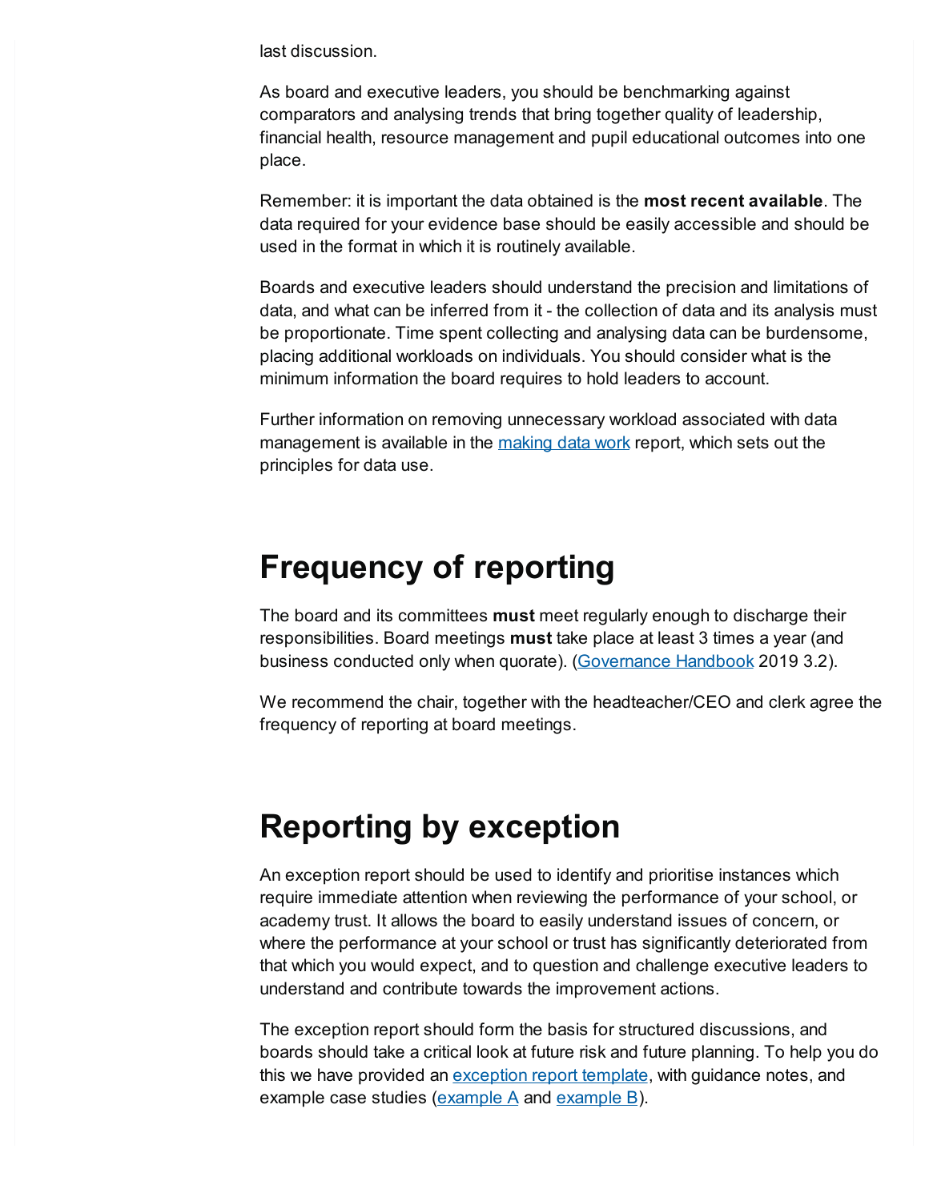last discussion.

As board and executive leaders, you should be benchmarking against comparators and analysing trends that bring together quality of leadership, financial health, resource management and pupil educational outcomes into one place.

Remember: it is important the data obtained is the **most recent available**. The data required for your evidence base should be easily accessible and should be used in the format in which it is routinely available.

Boards and executive leaders should understand the precision and limitations of data, and what can be inferred from it - the collection of data and its analysis must be proportionate. Time spent collecting and analysing data can be burdensome, placing additional workloads on individuals. You should consider what is the minimum information the board requires to hold leaders to account.

Further information on removing unnecessary workload associated with data management is available in the making data work report, which sets out the principles for data use.

# Frequency of reporting

The board and its committees **must** meet regularly enough to discharge their responsibilities. Board meetings **must** take place at least 3 times a year (and business conducted only when quorate). (Governance Handbook 2019 3.2).

We recommend the chair, together with the headteacher/CEO and clerk agree the frequency of reporting at board meetings.

# Reporting by exception

An exception report should be used to identify and prioritise instances which require immediate attention when reviewing the performance of your school, or academy trust. It allows the board to easily understand issues of concern, or where the performance at your school or trust has significantly deteriorated from that which you would expect, and to question and challenge executive leaders to understand and contribute towards the improvement actions.

The exception report should form the basis for structured discussions, and boards should take a critical look at future risk and future planning. To help you do this we have provided an exception report template, with guidance notes, and example case studies (example A and example B).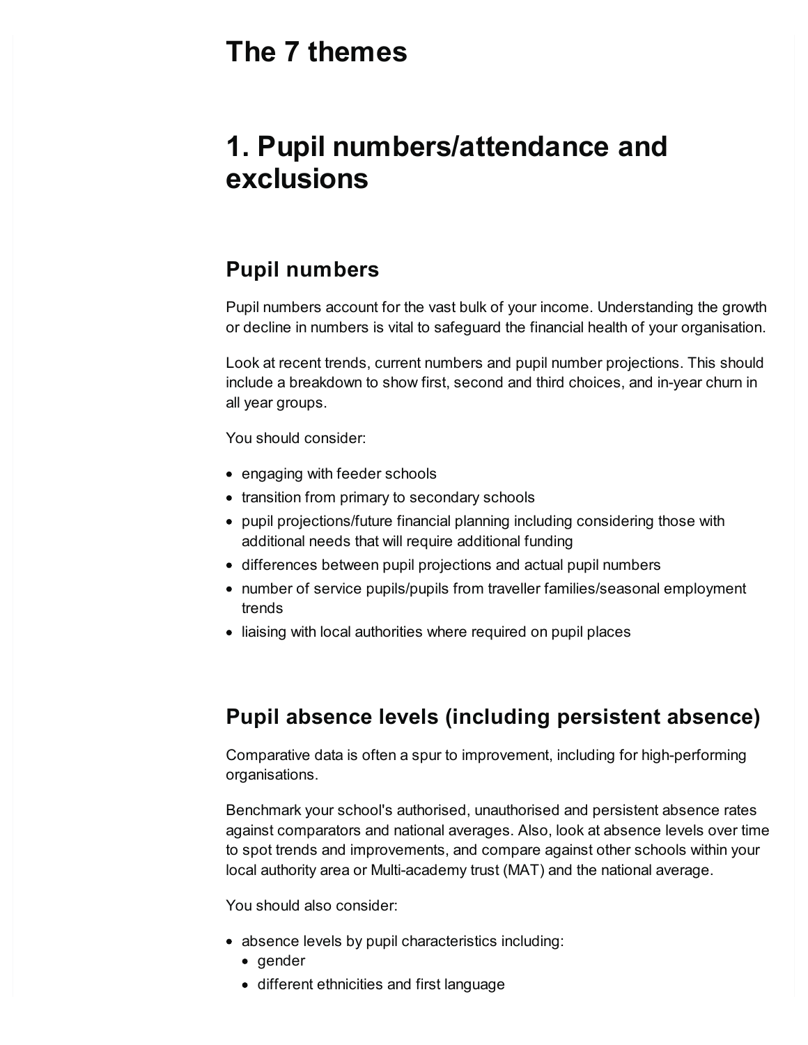# The 7 themes

# 1. Pupil numbers/attendance and exclusions

## Pupil numbers

Pupil numbers account for the vast bulk of your income. Understanding the growth or decline in numbers is vital to safeguard the financial health of your organisation.

Look at recent trends, current numbers and pupil number projections. This should include a breakdown to show first, second and third choices, and in-year churn in all year groups.

You should consider:

- engaging with feeder schools
- transition from primary to secondary schools
- pupil projections/future financial planning including considering those with additional needs that will require additional funding
- differences between pupil projections and actual pupil numbers
- number of service pupils/pupils from traveller families/seasonal employment trends
- liaising with local authorities where required on pupil places

## Pupil absence levels (including persistent absence)

Comparative data is often a spur to improvement, including for high-performing organisations.

Benchmark your school's authorised, unauthorised and persistent absence rates against comparators and national averages. Also, look at absence levels over time to spot trends and improvements, and compare against other schools within your local authority area or Multi-academy trust (MAT) and the national average.

You should also consider:

- absence levels by pupil characteristics including:
  - gender
  - different ethnicities and first language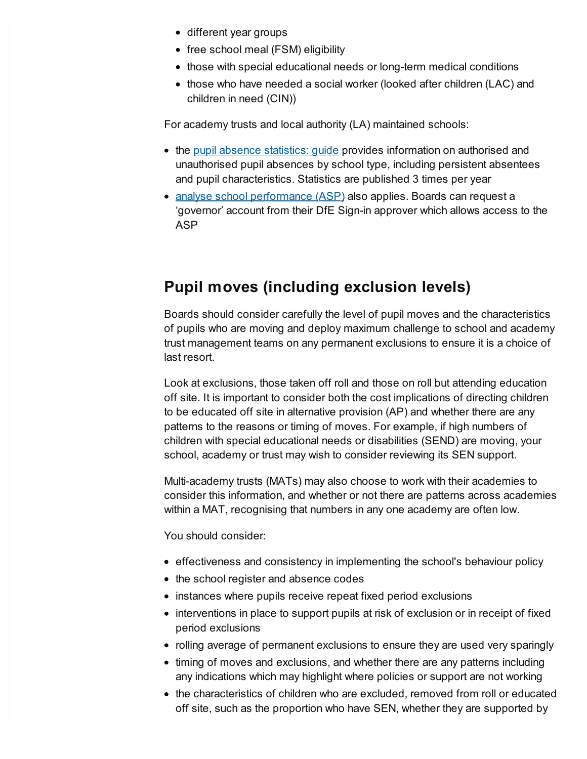- different year groups
- free school meal (FSM) eligibility
- those with special educational needs or long-term medical conditions
- those who have needed a social worker (looked after children (LAC) and children in need (CIN))

For academy trusts and local authority (LA) maintained schools:

- the [pupil absence statistics: guide](#) provides information on authorised and unauthorised pupil absences by school type, including persistent absentees and pupil characteristics. Statistics are published 3 times per year
- [analyse school performance (ASP)](#) also applies. Boards can request a ‘governor’ account from their DfE Sign-in approver which allows access to the ASP

## Pupil moves (including exclusion levels)

Boards should consider carefully the level of pupil moves and the characteristics of pupils who are moving and deploy maximum challenge to school and academy trust management teams on any permanent exclusions to ensure it is a choice of last resort.

Look at exclusions, those taken off roll and those on roll but attending education off site. It is important to consider both the cost implications of directing children to be educated off site in alternative provision (AP) and whether there are any patterns to the reasons or timing of moves. For example, if high numbers of children with special educational needs or disabilities (SEND) are moving, your school, academy or trust may wish to consider reviewing its SEN support.

Multi-academy trusts (MATs) may also choose to work with their academies to consider this information, and whether or not there are patterns across academies within a MAT, recognising that numbers in any one academy are often low.

You should consider:

- effectiveness and consistency in implementing the school's behaviour policy
- the school register and absence codes
- instances where pupils receive repeat fixed period exclusions
- interventions in place to support pupils at risk of exclusion or in receipt of fixed period exclusions
- rolling average of permanent exclusions to ensure they are used very sparingly
- timing of moves and exclusions, and whether there are any patterns including any indications which may highlight where policies or support are not working
- the characteristics of children who are excluded, removed from roll or educated off site, such as the proportion who have SEN, whether they are supported by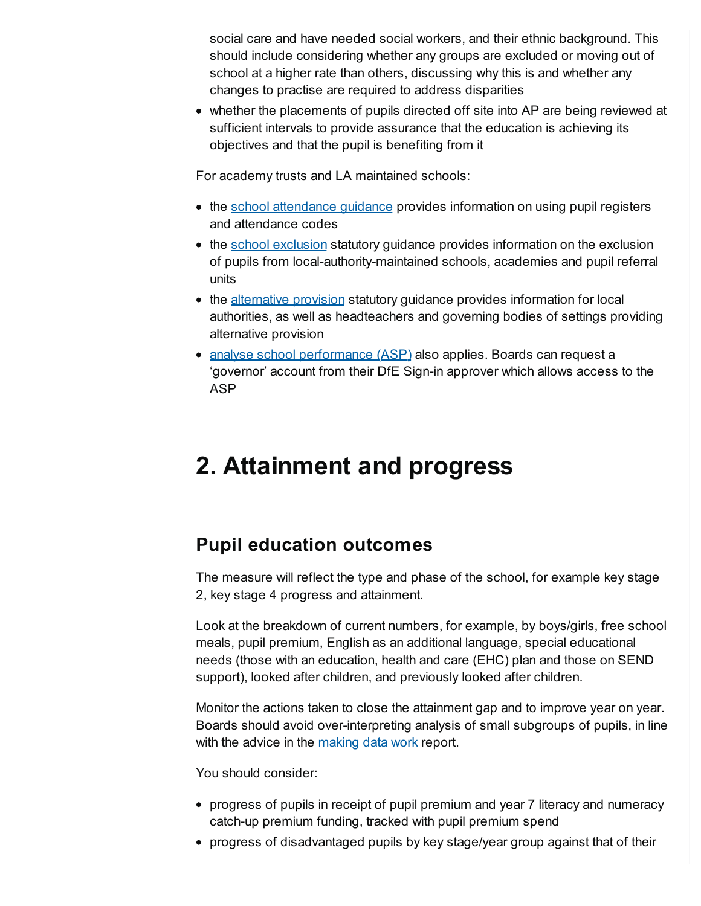social care and have needed social workers, and their ethnic background. This should include considering whether any groups are excluded or moving out of school at a higher rate than others, discussing why this is and whether any changes to practise are required to address disparities
- whether the placements of pupils directed off site into AP are being reviewed at sufficient intervals to provide assurance that the education is achieving its objectives and that the pupil is benefiting from it

For academy trusts and LA maintained schools:

- the school attendance guidance provides information on using pupil registers and attendance codes
- the school exclusion statutory guidance provides information on the exclusion of pupils from local-authority-maintained schools, academies and pupil referral units
- the alternative provision statutory guidance provides information for local authorities, as well as headteachers and governing bodies of settings providing alternative provision
- analyse school performance (ASP) also applies. Boards can request a 'governor' account from their DfE Sign-in approver which allows access to the ASP

# 2. Attainment and progress

## Pupil education outcomes

The measure will reflect the type and phase of the school, for example key stage 2, key stage 4 progress and attainment.

Look at the breakdown of current numbers, for example, by boys/girls, free school meals, pupil premium, English as an additional language, special educational needs (those with an education, health and care (EHC) plan and those on SEND support), looked after children, and previously looked after children.

Monitor the actions taken to close the attainment gap and to improve year on year. Boards should avoid over-interpreting analysis of small subgroups of pupils, in line with the advice in the making data work report.

You should consider:

- progress of pupils in receipt of pupil premium and year 7 literacy and numeracy catch-up premium funding, tracked with pupil premium spend
- progress of disadvantaged pupils by key stage/year group against that of their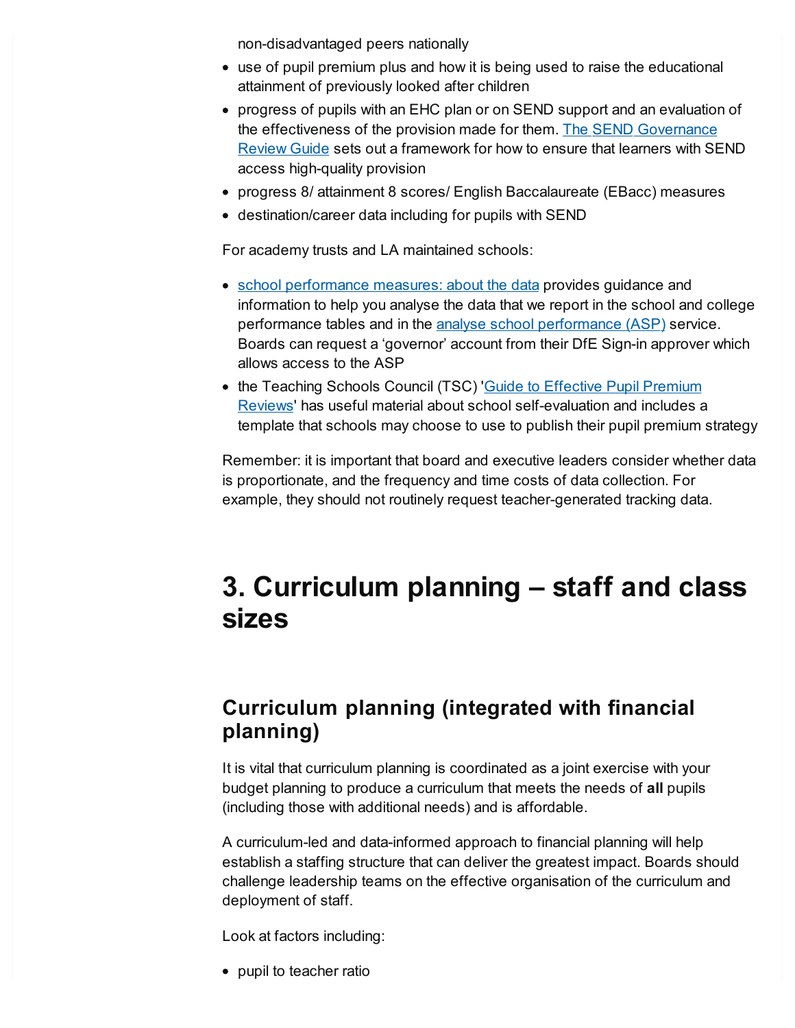non-disadvantaged peers nationally

- use of pupil premium plus and how it is being used to raise the educational attainment of previously looked after children
- progress of pupils with an EHC plan or on SEND support and an evaluation of the effectiveness of the provision made for them. The SEND Governance Review Guide sets out a framework for how to ensure that learners with SEND access high-quality provision
- progress 8/ attainment 8 scores/ English Baccalaureate (EBacc) measures
- destination/career data including for pupils with SEND

For academy trusts and LA maintained schools:

- school performance measures: about the data provides guidance and information to help you analyse the data that we report in the school and college performance tables and in the analyse school performance (ASP) service. Boards can request a 'governor' account from their DfE Sign-in approver which allows access to the ASP
- the Teaching Schools Council (TSC) 'Guide to Effective Pupil Premium Reviews' has useful material about school self-evaluation and includes a template that schools may choose to use to publish their pupil premium strategy

Remember: it is important that board and executive leaders consider whether data is proportionate, and the frequency and time costs of data collection. For example, they should not routinely request teacher-generated tracking data.

# 3. Curriculum planning – staff and class sizes

## Curriculum planning (integrated with financial planning)

It is vital that curriculum planning is coordinated as a joint exercise with your budget planning to produce a curriculum that meets the needs of **all** pupils (including those with additional needs) and is affordable.

A curriculum-led and data-informed approach to financial planning will help establish a staffing structure that can deliver the greatest impact. Boards should challenge leadership teams on the effective organisation of the curriculum and deployment of staff.

Look at factors including:

- pupil to teacher ratio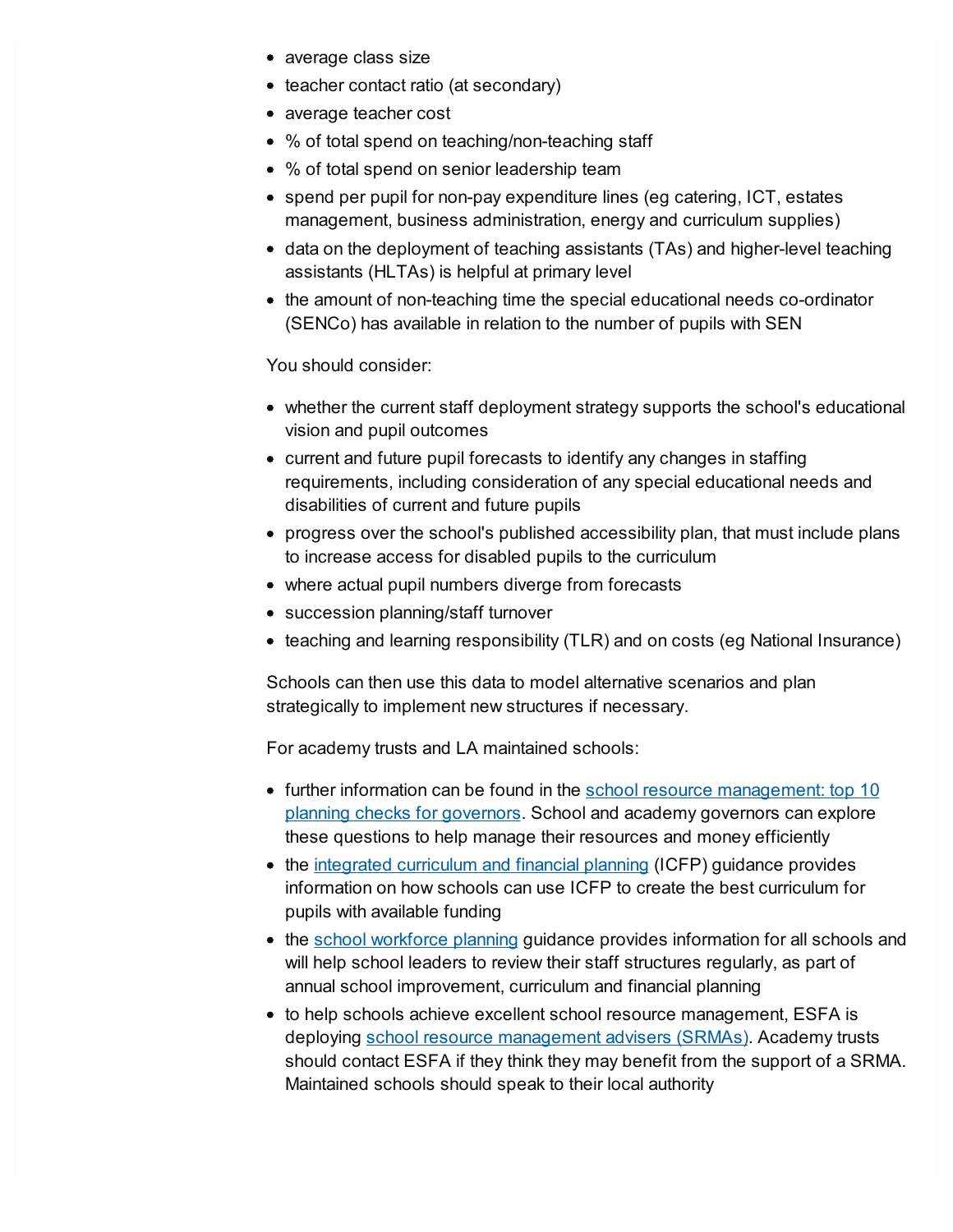- average class size
- teacher contact ratio (at secondary)
- average teacher cost
- % of total spend on teaching/non-teaching staff
- % of total spend on senior leadership team
- spend per pupil for non-pay expenditure lines (eg catering, ICT, estates management, business administration, energy and curriculum supplies)
- data on the deployment of teaching assistants (TAs) and higher-level teaching assistants (HLTAs) is helpful at primary level
- the amount of non-teaching time the special educational needs co-ordinator (SENCo) has available in relation to the number of pupils with SEN

You should consider:

- whether the current staff deployment strategy supports the school's educational vision and pupil outcomes
- current and future pupil forecasts to identify any changes in staffing requirements, including consideration of any special educational needs and disabilities of current and future pupils
- progress over the school's published accessibility plan, that must include plans to increase access for disabled pupils to the curriculum
- where actual pupil numbers diverge from forecasts
- succession planning/staff turnover
- teaching and learning responsibility (TLR) and on costs (eg National Insurance)

Schools can then use this data to model alternative scenarios and plan strategically to implement new structures if necessary.

For academy trusts and LA maintained schools:

- further information can be found in the school resource management: top 10 planning checks for governors. School and academy governors can explore these questions to help manage their resources and money efficiently
- the integrated curriculum and financial planning (ICFP) guidance provides information on how schools can use ICFP to create the best curriculum for pupils with available funding
- the school workforce planning guidance provides information for all schools and will help school leaders to review their staff structures regularly, as part of annual school improvement, curriculum and financial planning
- to help schools achieve excellent school resource management, ESFA is deploying school resource management advisers (SRMAs). Academy trusts should contact ESFA if they think they may benefit from the support of a SRMA. Maintained schools should speak to their local authority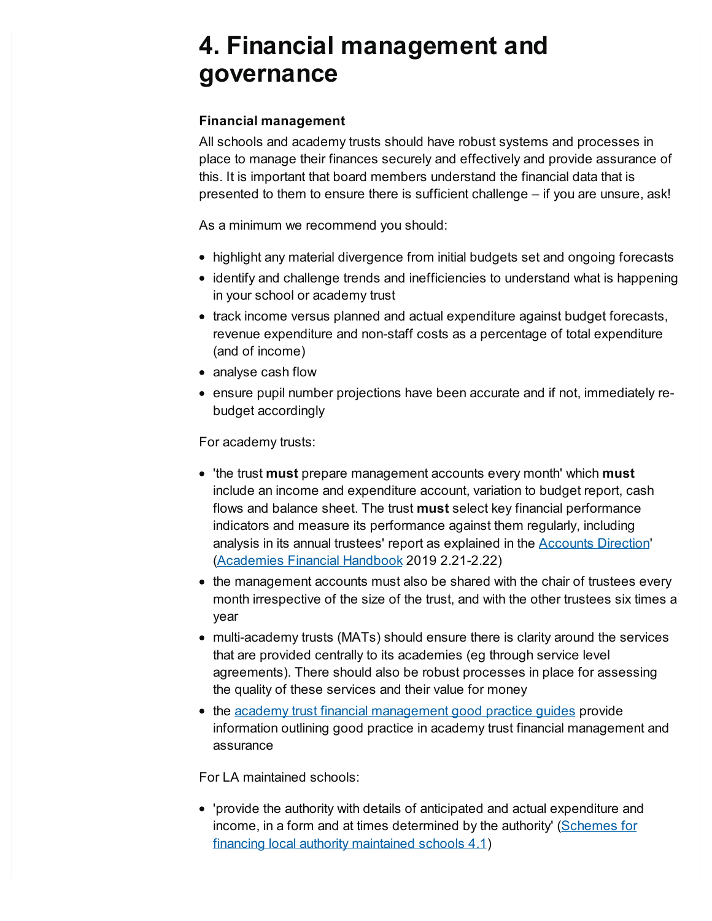# 4. Financial management and governance

**Financial management**

All schools and academy trusts should have robust systems and processes in place to manage their finances securely and effectively and provide assurance of this. It is important that board members understand the financial data that is presented to them to ensure there is sufficient challenge – if you are unsure, ask!

As a minimum we recommend you should:

- highlight any material divergence from initial budgets set and ongoing forecasts
- identify and challenge trends and inefficiencies to understand what is happening in your school or academy trust
- track income versus planned and actual expenditure against budget forecasts, revenue expenditure and non-staff costs as a percentage of total expenditure (and of income)
- analyse cash flow
- ensure pupil number projections have been accurate and if not, immediately re-budget accordingly

For academy trusts:

- 'the trust **must** prepare management accounts every month' which **must** include an income and expenditure account, variation to budget report, cash flows and balance sheet. The trust **must** select key financial performance indicators and measure its performance against them regularly, including analysis in its annual trustees' report as explained in the Accounts Direction' (Academies Financial Handbook 2019 2.21-2.22)
- the management accounts must also be shared with the chair of trustees every month irrespective of the size of the trust, and with the other trustees six times a year
- multi-academy trusts (MATs) should ensure there is clarity around the services that are provided centrally to its academies (eg through service level agreements). There should also be robust processes in place for assessing the quality of these services and their value for money
- the academy trust financial management good practice guides provide information outlining good practice in academy trust financial management and assurance

For LA maintained schools:

- 'provide the authority with details of anticipated and actual expenditure and income, in a form and at times determined by the authority' (Schemes for financing local authority maintained schools 4.1)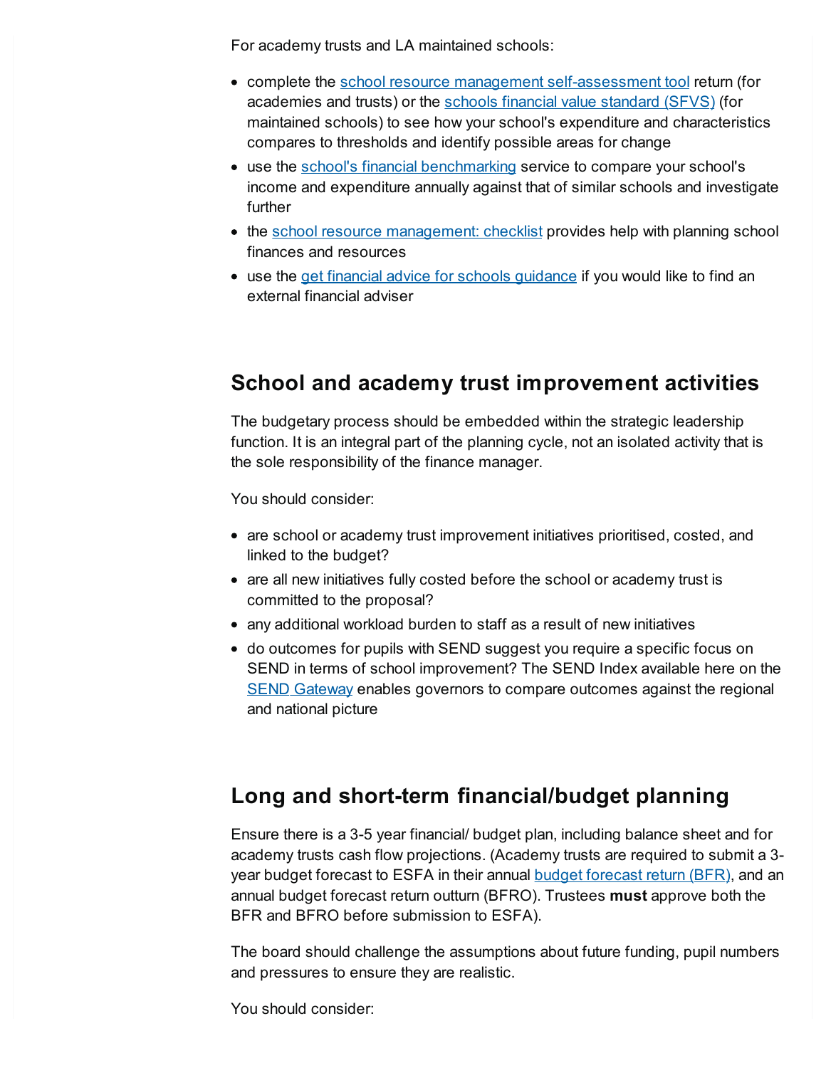For academy trusts and LA maintained schools:

- complete the school resource management self-assessment tool return (for academies and trusts) or the schools financial value standard (SFVS) (for maintained schools) to see how your school's expenditure and characteristics compares to thresholds and identify possible areas for change
- use the school's financial benchmarking service to compare your school's income and expenditure annually against that of similar schools and investigate further
- the school resource management: checklist provides help with planning school finances and resources
- use the get financial advice for schools guidance if you would like to find an external financial adviser

## School and academy trust improvement activities

The budgetary process should be embedded within the strategic leadership function. It is an integral part of the planning cycle, not an isolated activity that is the sole responsibility of the finance manager.

You should consider:

- are school or academy trust improvement initiatives prioritised, costed, and linked to the budget?
- are all new initiatives fully costed before the school or academy trust is committed to the proposal?
- any additional workload burden to staff as a result of new initiatives
- do outcomes for pupils with SEND suggest you require a specific focus on SEND in terms of school improvement? The SEND Index available here on the SEND Gateway enables governors to compare outcomes against the regional and national picture

## Long and short-term financial/budget planning

Ensure there is a 3-5 year financial/ budget plan, including balance sheet and for academy trusts cash flow projections. (Academy trusts are required to submit a 3-year budget forecast to ESFA in their annual budget forecast return (BFR), and an annual budget forecast return outturn (BFRO). Trustees **must** approve both the BFR and BFRO before submission to ESFA).

The board should challenge the assumptions about future funding, pupil numbers and pressures to ensure they are realistic.

You should consider: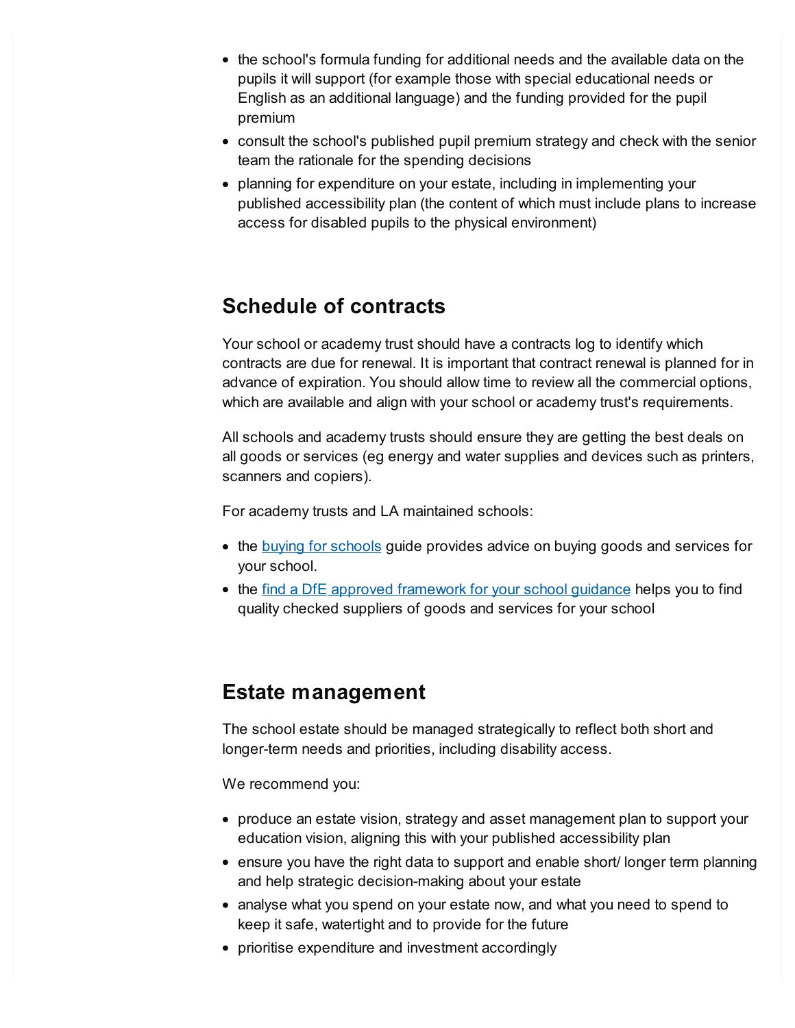- the school's formula funding for additional needs and the available data on the pupils it will support (for example those with special educational needs or English as an additional language) and the funding provided for the pupil premium
- consult the school's published pupil premium strategy and check with the senior team the rationale for the spending decisions
- planning for expenditure on your estate, including in implementing your published accessibility plan (the content of which must include plans to increase access for disabled pupils to the physical environment)

## Schedule of contracts

Your school or academy trust should have a contracts log to identify which contracts are due for renewal. It is important that contract renewal is planned for in advance of expiration. You should allow time to review all the commercial options, which are available and align with your school or academy trust's requirements.

All schools and academy trusts should ensure they are getting the best deals on all goods or services (eg energy and water supplies and devices such as printers, scanners and copiers).

For academy trusts and LA maintained schools:

- the buying for schools guide provides advice on buying goods and services for your school.
- the find a DfE approved framework for your school guidance helps you to find quality checked suppliers of goods and services for your school

## Estate management

The school estate should be managed strategically to reflect both short and longer-term needs and priorities, including disability access.

We recommend you:

- produce an estate vision, strategy and asset management plan to support your education vision, aligning this with your published accessibility plan
- ensure you have the right data to support and enable short/ longer term planning and help strategic decision-making about your estate
- analyse what you spend on your estate now, and what you need to spend to keep it safe, watertight and to provide for the future
- prioritise expenditure and investment accordingly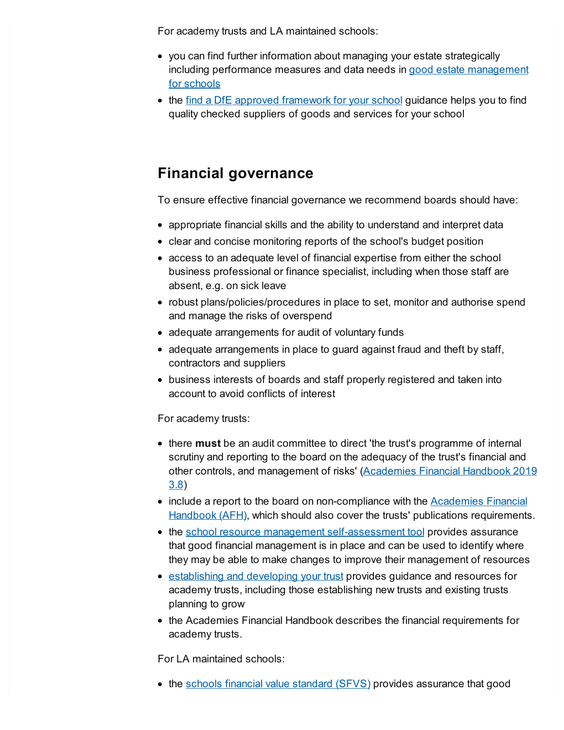For academy trusts and LA maintained schools:

- you can find further information about managing your estate strategically including performance measures and data needs in good estate management for schools
- the find a DfE approved framework for your school guidance helps you to find quality checked suppliers of goods and services for your school

## Financial governance

To ensure effective financial governance we recommend boards should have:

- appropriate financial skills and the ability to understand and interpret data
- clear and concise monitoring reports of the school's budget position
- access to an adequate level of financial expertise from either the school business professional or finance specialist, including when those staff are absent, e.g. on sick leave
- robust plans/policies/procedures in place to set, monitor and authorise spend and manage the risks of overspend
- adequate arrangements for audit of voluntary funds
- adequate arrangements in place to guard against fraud and theft by staff, contractors and suppliers
- business interests of boards and staff properly registered and taken into account to avoid conflicts of interest

For academy trusts:

- there **must** be an audit committee to direct 'the trust's programme of internal scrutiny and reporting to the board on the adequacy of the trust's financial and other controls, and management of risks' (Academies Financial Handbook 2019 3.8)
- include a report to the board on non-compliance with the Academies Financial Handbook (AFH), which should also cover the trusts' publications requirements.
- the school resource management self-assessment tool provides assurance that good financial management is in place and can be used to identify where they may be able to make changes to improve their management of resources
- establishing and developing your trust provides guidance and resources for academy trusts, including those establishing new trusts and existing trusts planning to grow
- the Academies Financial Handbook describes the financial requirements for academy trusts.

For LA maintained schools:

- the schools financial value standard (SFVS) provides assurance that good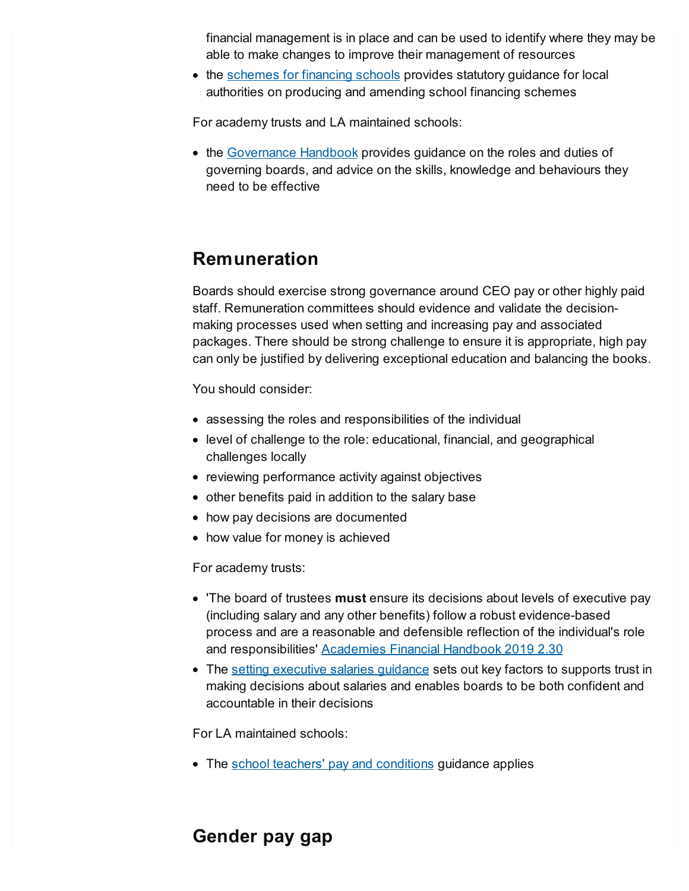financial management is in place and can be used to identify where they may be able to make changes to improve their management of resources
- the schemes for financing schools provides statutory guidance for local authorities on producing and amending school financing schemes

For academy trusts and LA maintained schools:

- the Governance Handbook provides guidance on the roles and duties of governing boards, and advice on the skills, knowledge and behaviours they need to be effective

## Remuneration

Boards should exercise strong governance around CEO pay or other highly paid staff. Remuneration committees should evidence and validate the decision-making processes used when setting and increasing pay and associated packages. There should be strong challenge to ensure it is appropriate, high pay can only be justified by delivering exceptional education and balancing the books.

You should consider:

- assessing the roles and responsibilities of the individual
- level of challenge to the role: educational, financial, and geographical challenges locally
- reviewing performance activity against objectives
- other benefits paid in addition to the salary base
- how pay decisions are documented
- how value for money is achieved

For academy trusts:

- 'The board of trustees **must** ensure its decisions about levels of executive pay (including salary and any other benefits) follow a robust evidence-based process and are a reasonable and defensible reflection of the individual's role and responsibilities' Academies Financial Handbook 2019 2.30
- The setting executive salaries guidance sets out key factors to supports trust in making decisions about salaries and enables boards to be both confident and accountable in their decisions

For LA maintained schools:

- The school teachers' pay and conditions guidance applies

## Gender pay gap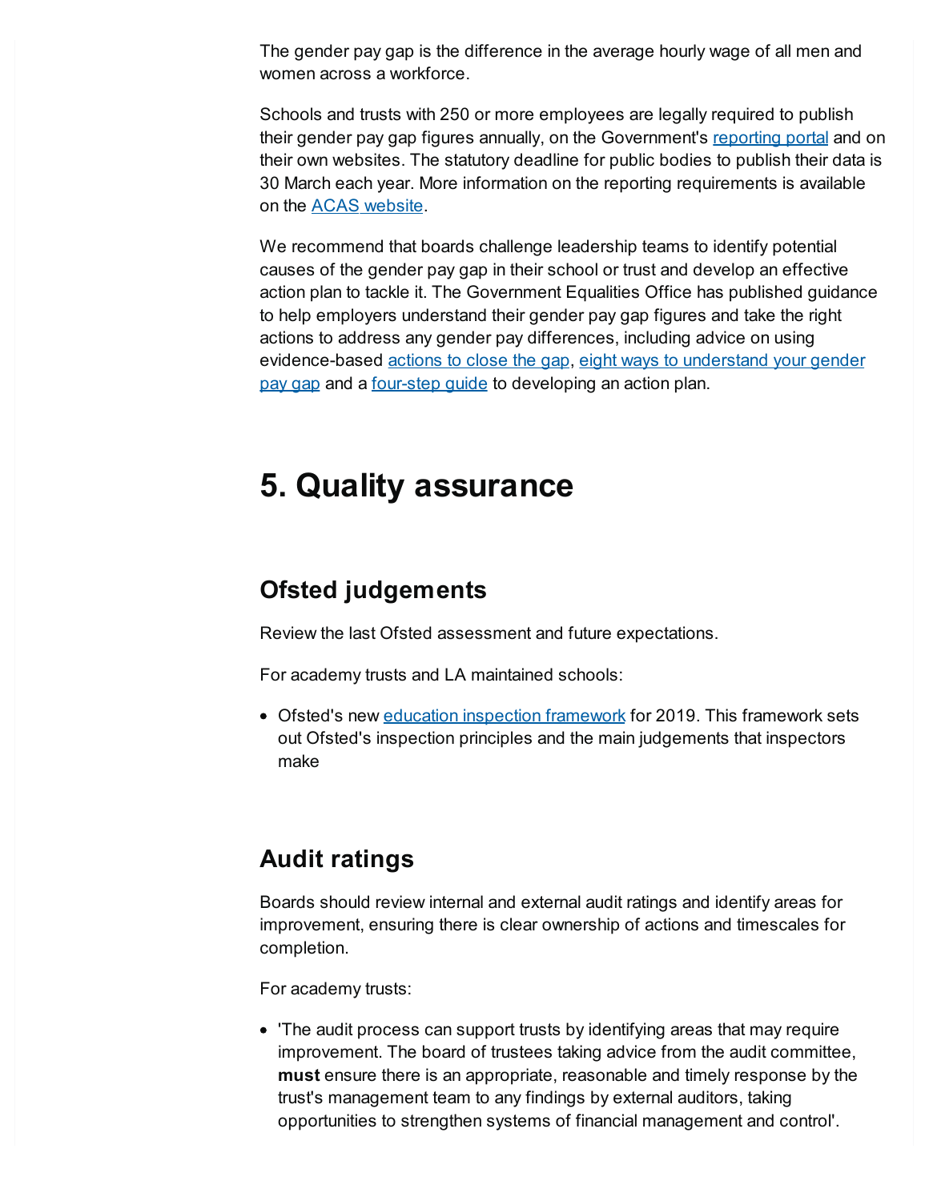The gender pay gap is the difference in the average hourly wage of all men and women across a workforce.

Schools and trusts with 250 or more employees are legally required to publish their gender pay gap figures annually, on the Government's reporting portal and on their own websites. The statutory deadline for public bodies to publish their data is 30 March each year. More information on the reporting requirements is available on the ACAS website.

We recommend that boards challenge leadership teams to identify potential causes of the gender pay gap in their school or trust and develop an effective action plan to tackle it. The Government Equalities Office has published guidance to help employers understand their gender pay gap figures and take the right actions to address any gender pay differences, including advice on using evidence-based actions to close the gap, eight ways to understand your gender pay gap and a four-step guide to developing an action plan.

# 5. Quality assurance

## Ofsted judgements

Review the last Ofsted assessment and future expectations.

For academy trusts and LA maintained schools:

- Ofsted's new education inspection framework for 2019. This framework sets out Ofsted's inspection principles and the main judgements that inspectors make

## Audit ratings

Boards should review internal and external audit ratings and identify areas for improvement, ensuring there is clear ownership of actions and timescales for completion.

For academy trusts:

- 'The audit process can support trusts by identifying areas that may require improvement. The board of trustees taking advice from the audit committee, **must** ensure there is an appropriate, reasonable and timely response by the trust's management team to any findings by external auditors, taking opportunities to strengthen systems of financial management and control'.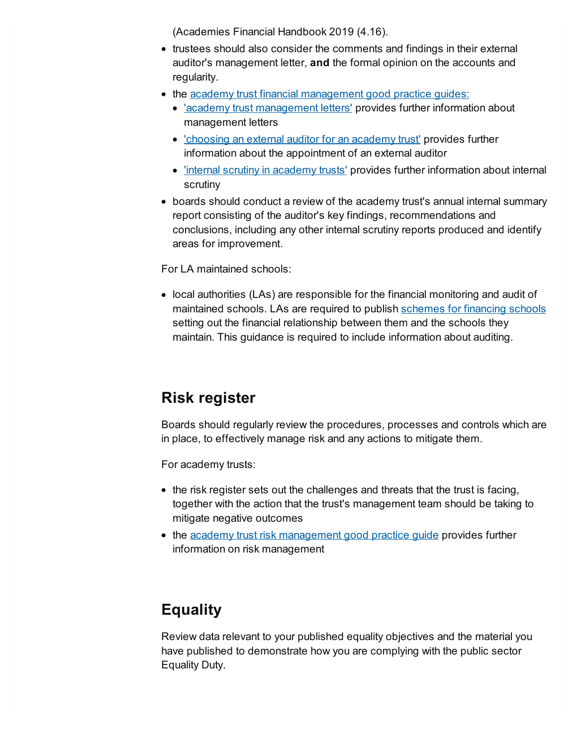(Academies Financial Handbook 2019 (4.16).

- trustees should also consider the comments and findings in their external auditor's management letter, **and** the formal opinion on the accounts and regularity.
- the academy trust financial management good practice guides:
  - 'academy trust management letters' provides further information about management letters
  - 'choosing an external auditor for an academy trust' provides further information about the appointment of an external auditor
  - 'internal scrutiny in academy trusts' provides further information about internal scrutiny
- boards should conduct a review of the academy trust's annual internal summary report consisting of the auditor's key findings, recommendations and conclusions, including any other internal scrutiny reports produced and identify areas for improvement.

For LA maintained schools:

- local authorities (LAs) are responsible for the financial monitoring and audit of maintained schools. LAs are required to publish schemes for financing schools setting out the financial relationship between them and the schools they maintain. This guidance is required to include information about auditing.

## Risk register

Boards should regularly review the procedures, processes and controls which are in place, to effectively manage risk and any actions to mitigate them.

For academy trusts:

- the risk register sets out the challenges and threats that the trust is facing, together with the action that the trust's management team should be taking to mitigate negative outcomes
- the academy trust risk management good practice guide provides further information on risk management

## Equality

Review data relevant to your published equality objectives and the material you have published to demonstrate how you are complying with the public sector Equality Duty.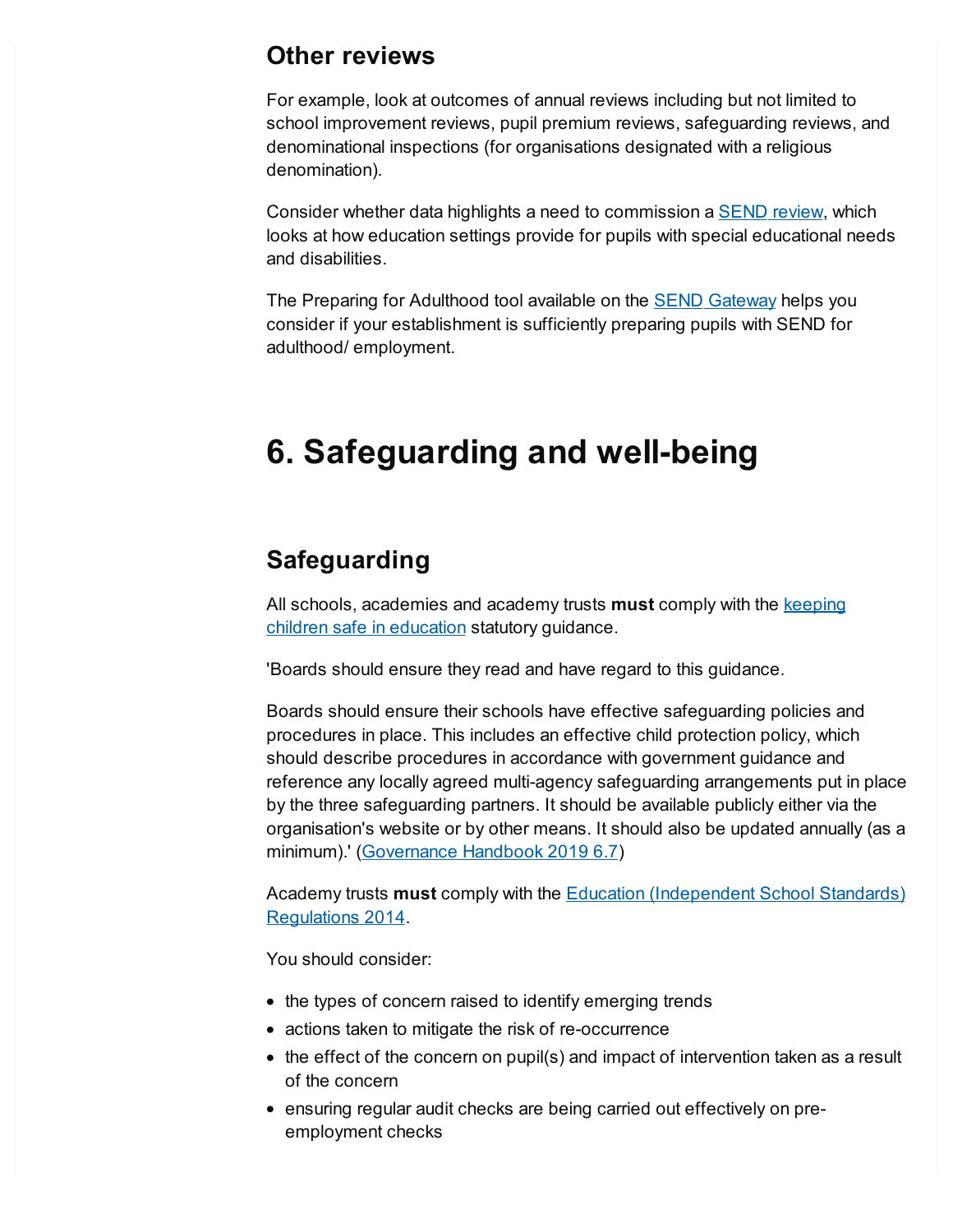## Other reviews

For example, look at outcomes of annual reviews including but not limited to school improvement reviews, pupil premium reviews, safeguarding reviews, and denominational inspections (for organisations designated with a religious denomination).

Consider whether data highlights a need to commission a SEND review, which looks at how education settings provide for pupils with special educational needs and disabilities.

The Preparing for Adulthood tool available on the SEND Gateway helps you consider if your establishment is sufficiently preparing pupils with SEND for adulthood/ employment.

# 6. Safeguarding and well-being

## Safeguarding

All schools, academies and academy trusts **must** comply with the keeping children safe in education statutory guidance.

'Boards should ensure they read and have regard to this guidance.

Boards should ensure their schools have effective safeguarding policies and procedures in place. This includes an effective child protection policy, which should describe procedures in accordance with government guidance and reference any locally agreed multi-agency safeguarding arrangements put in place by the three safeguarding partners. It should be available publicly either via the organisation's website or by other means. It should also be updated annually (as a minimum).' (Governance Handbook 2019 6.7)

Academy trusts **must** comply with the Education (Independent School Standards) Regulations 2014.

You should consider:

- the types of concern raised to identify emerging trends
- actions taken to mitigate the risk of re-occurrence
- the effect of the concern on pupil(s) and impact of intervention taken as a result of the concern
- ensuring regular audit checks are being carried out effectively on pre-employment checks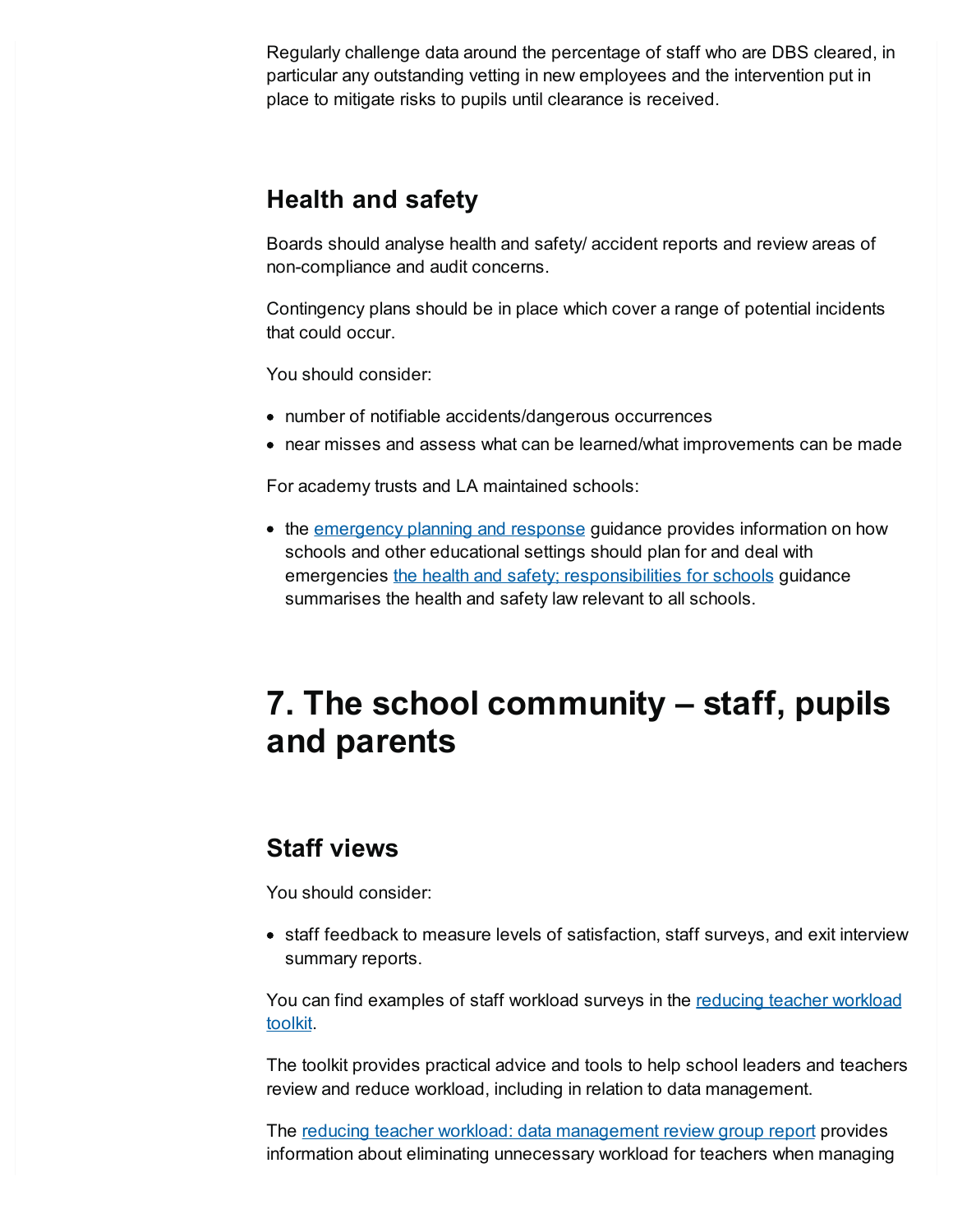Regularly challenge data around the percentage of staff who are DBS cleared, in particular any outstanding vetting in new employees and the intervention put in place to mitigate risks to pupils until clearance is received.

## Health and safety

Boards should analyse health and safety/ accident reports and review areas of non-compliance and audit concerns.

Contingency plans should be in place which cover a range of potential incidents that could occur.

You should consider:

- number of notifiable accidents/dangerous occurrences
- near misses and assess what can be learned/what improvements can be made

For academy trusts and LA maintained schools:

- the emergency planning and response guidance provides information on how schools and other educational settings should plan for and deal with emergencies the health and safety; responsibilities for schools guidance summarises the health and safety law relevant to all schools.

# 7. The school community – staff, pupils and parents

## Staff views

You should consider:

- staff feedback to measure levels of satisfaction, staff surveys, and exit interview summary reports.

You can find examples of staff workload surveys in the reducing teacher workload toolkit.

The toolkit provides practical advice and tools to help school leaders and teachers review and reduce workload, including in relation to data management.

The reducing teacher workload: data management review group report provides information about eliminating unnecessary workload for teachers when managing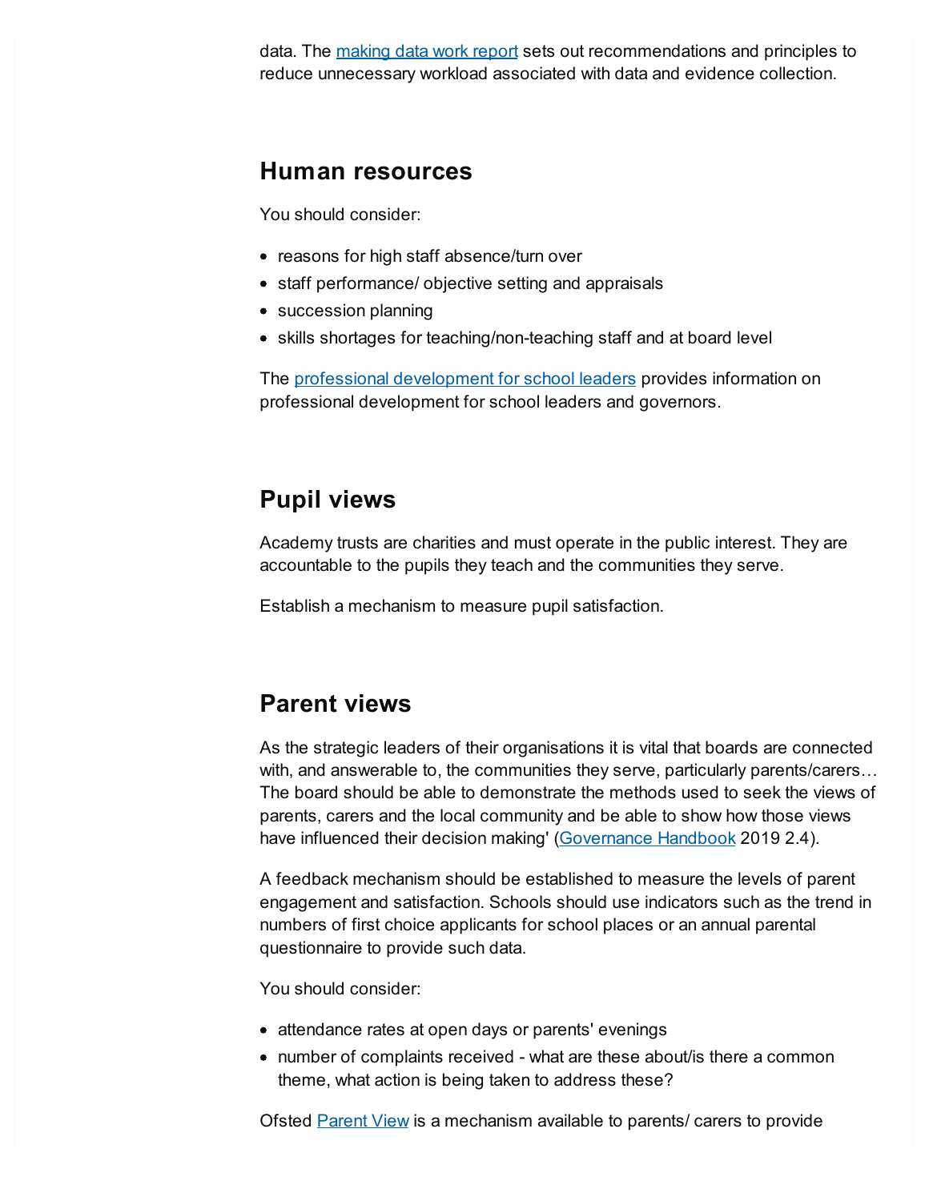data. The making data work report sets out recommendations and principles to reduce unnecessary workload associated with data and evidence collection.

## Human resources

You should consider:

- reasons for high staff absence/turn over
- staff performance/ objective setting and appraisals
- succession planning
- skills shortages for teaching/non-teaching staff and at board level

The professional development for school leaders provides information on professional development for school leaders and governors.

## Pupil views

Academy trusts are charities and must operate in the public interest. They are accountable to the pupils they teach and the communities they serve.

Establish a mechanism to measure pupil satisfaction.

## Parent views

As the strategic leaders of their organisations it is vital that boards are connected with, and answerable to, the communities they serve, particularly parents/carers… The board should be able to demonstrate the methods used to seek the views of parents, carers and the local community and be able to show how those views have influenced their decision making' (Governance Handbook 2019 2.4).

A feedback mechanism should be established to measure the levels of parent engagement and satisfaction. Schools should use indicators such as the trend in numbers of first choice applicants for school places or an annual parental questionnaire to provide such data.

You should consider:

- attendance rates at open days or parents' evenings
- number of complaints received - what are these about/is there a common theme, what action is being taken to address these?

Ofsted Parent View is a mechanism available to parents/ carers to provide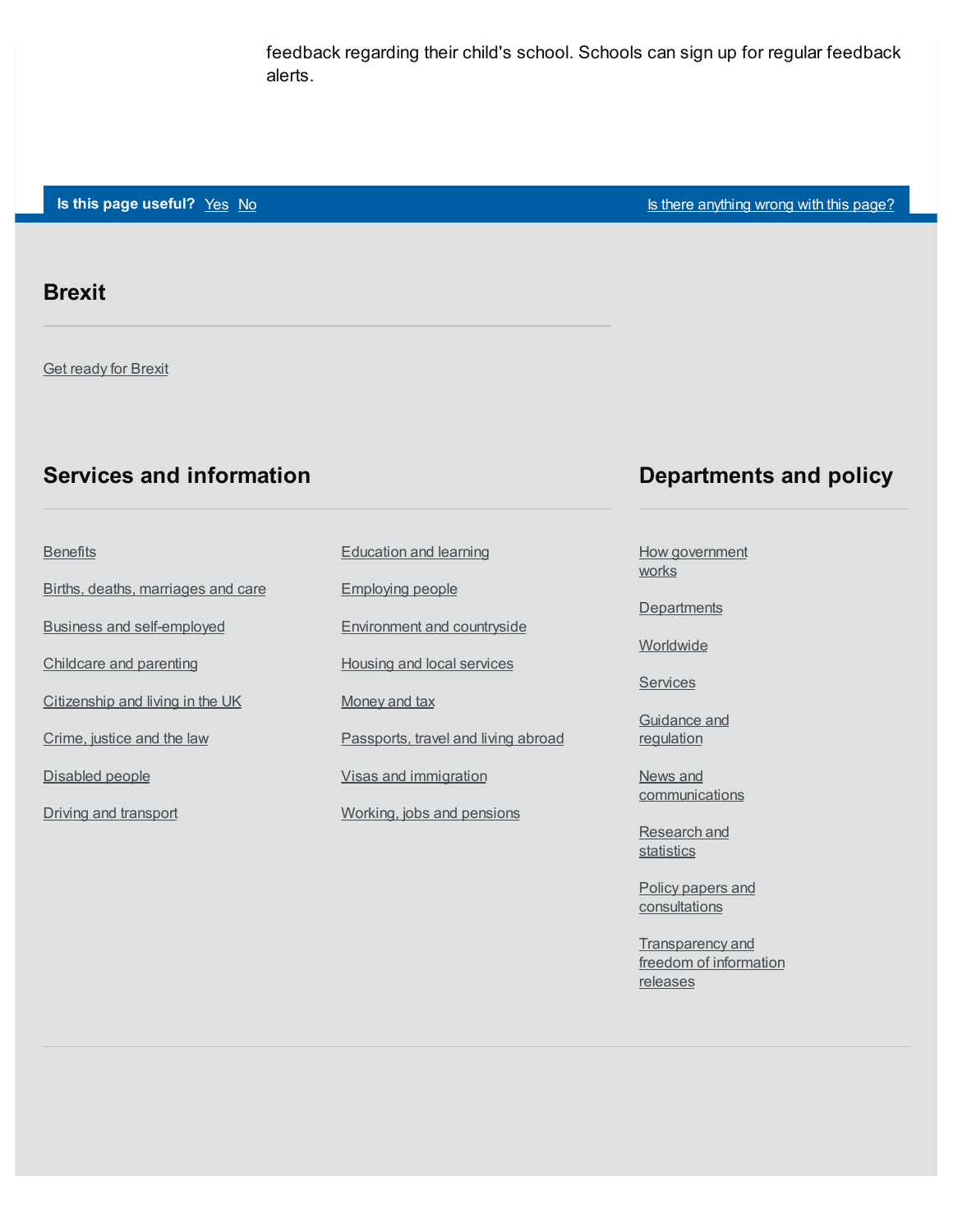feedback regarding their child's school. Schools can sign up for regular feedback alerts.

**Is this page useful?** Yes No

Is there anything wrong with this page?

## Brexit

Get ready for Brexit

## Services and information

- Benefits
- Births, deaths, marriages and care
- Business and self-employed
- Childcare and parenting
- Citizenship and living in the UK
- Crime, justice and the law
- Disabled people
- Driving and transport
- Education and learning
- Employing people
- Environment and countryside
- Housing and local services
- Money and tax
- Passports, travel and living abroad
- Visas and immigration
- Working, jobs and pensions

## Departments and policy

- How government works
- Departments
- Worldwide
- Services
- Guidance and regulation
- News and communications
- Research and statistics
- Policy papers and consultations
- Transparency and freedom of information releases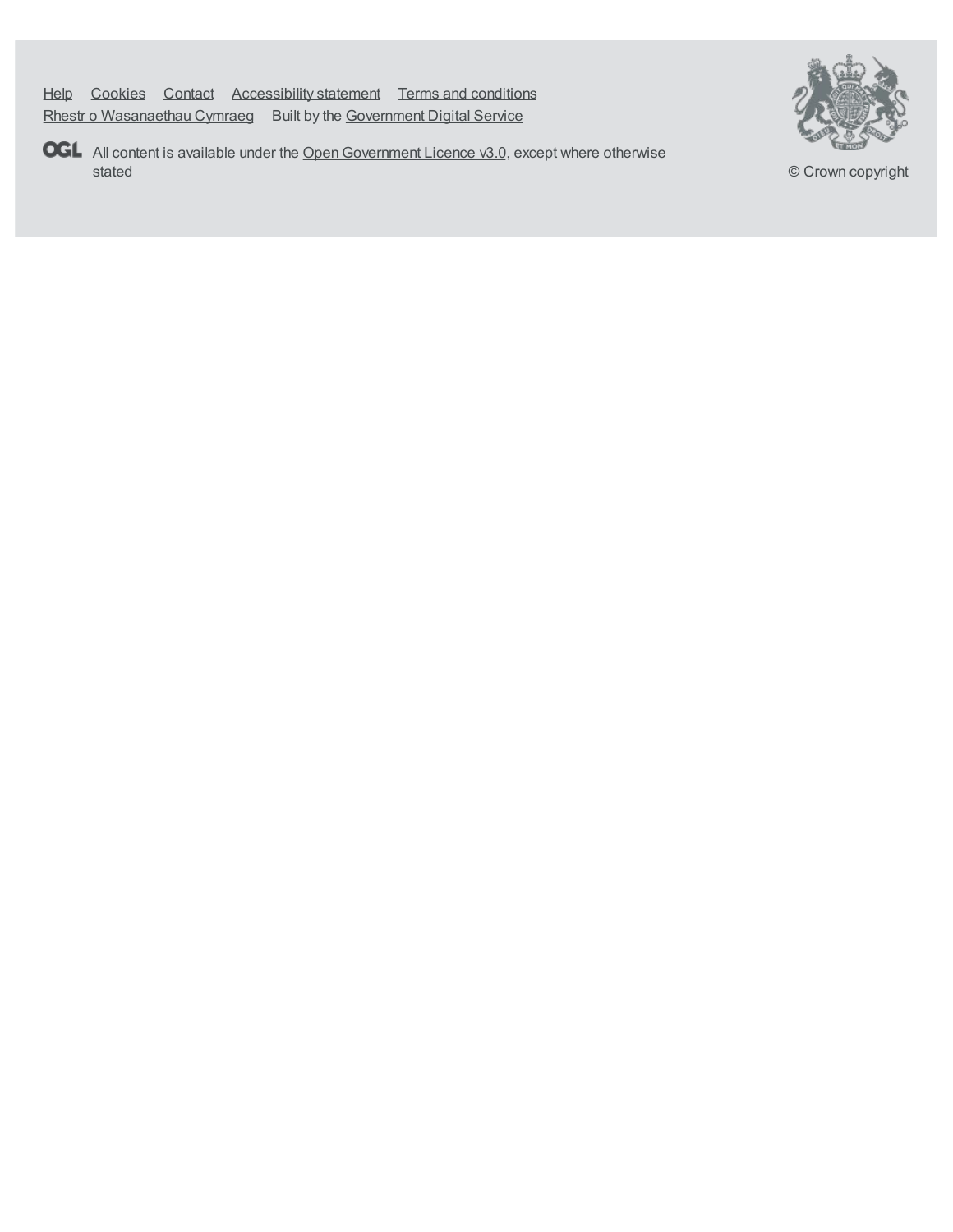Help Cookies Contact Accessibility statement Terms and conditions
Rhestr o Wasanaethau Cymraeg Built by the Government Digital Service

All content is available under the Open Government Licence v3.0, except where otherwise stated

© Crown copyright